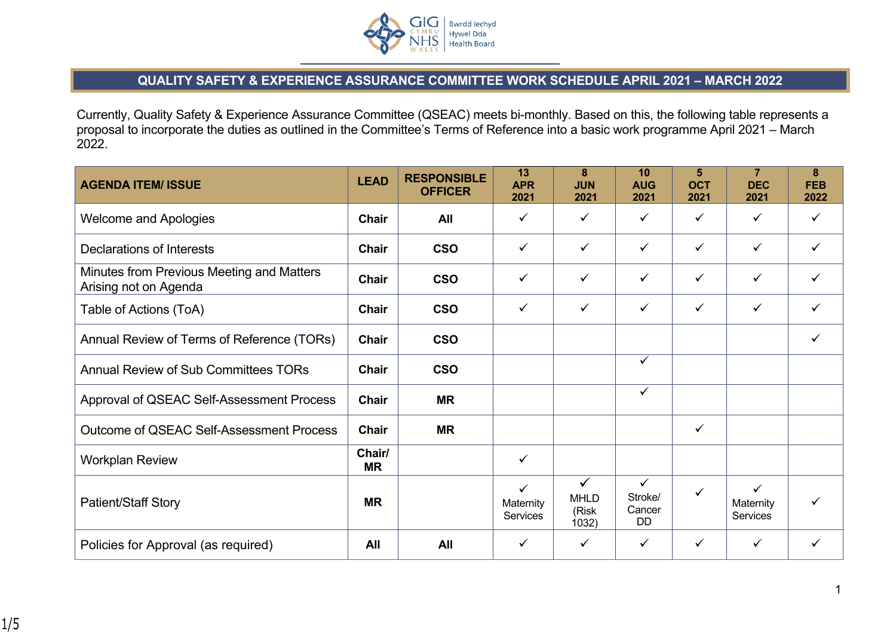# QUALITY SAFETY & EXPERIENCE ASSURANCE COMMITTEE WORK SCHEDULE APRIL 2021 – MARCH 2022

Currently, Quality Safety & Experience Assurance Committee (QSEAC) meets bi-monthly. Based on this, the following table represents a proposal to incorporate the duties as outlined in the Committee's Terms of Reference into a basic work programme April 2021 – March 2022.

| AGENDA ITEM/ ISSUE | LEAD | RESPONSIBLE OFFICER | 13 APR 2021 | 8 JUN 2021 | 10 AUG 2021 | 5 OCT 2021 | 7 DEC 2021 | 8 FEB 2022 |
|---|---|---|---|---|---|---|---|---|
| Welcome and Apologies | **Chair** | **All** | ✓ | ✓ | ✓ | ✓ | ✓ | ✓ |
| Declarations of Interests | **Chair** | **CSO** | ✓ | ✓ | ✓ | ✓ | ✓ | ✓ |
| Minutes from Previous Meeting and Matters Arising not on Agenda | **Chair** | **CSO** | ✓ | ✓ | ✓ | ✓ | ✓ | ✓ |
| Table of Actions (ToA) | **Chair** | **CSO** | ✓ | ✓ | ✓ | ✓ | ✓ | ✓ |
| Annual Review of Terms of Reference (TORs) | **Chair** | **CSO** | | | | | | ✓ |
| Annual Review of Sub Committees TORs | **Chair** | **CSO** | | | ✓ | | | |
| Approval of QSEAC Self-Assessment Process | **Chair** | **MR** | | | ✓ | | | |
| Outcome of QSEAC Self-Assessment Process | **Chair** | **MR** | | | | ✓ | | |
| Workplan Review | **Chair/ MR** | | ✓ | | | | | |
| Patient/Staff Story | **MR** | | ✓ Maternity Services | ✓ MHLD (Risk 1032) | ✓ Stroke/ Cancer DD | ✓ | ✓ Maternity Services | ✓ |
| Policies for Approval (as required) | **All** | **All** | ✓ | ✓ | ✓ | ✓ | ✓ | ✓ |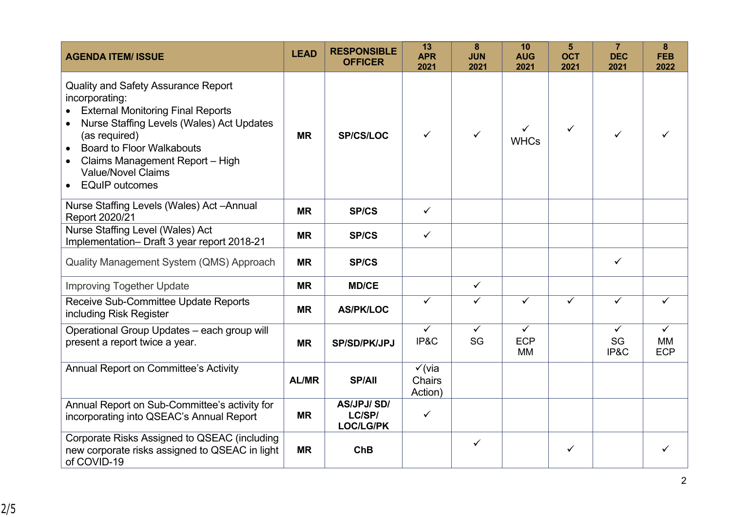| AGENDA ITEM/ ISSUE | LEAD | RESPONSIBLE OFFICER | 13 APR 2021 | 8 JUN 2021 | 10 AUG 2021 | 5 OCT 2021 | 7 DEC 2021 | 8 FEB 2022 |
|---|---|---|---|---|---|---|---|---|
| Quality and Safety Assurance Report incorporating:<br>• External Monitoring Final Reports<br>• Nurse Staffing Levels (Wales) Act Updates (as required)<br>• Board to Floor Walkabouts<br>• Claims Management Report – High Value/Novel Claims<br>• EQuIP outcomes | MR | SP/CS/LOC | ✓ | ✓ | ✓ WHCs | ✓ | ✓ | ✓ |
| Nurse Staffing Levels (Wales) Act –Annual Report 2020/21 | MR | SP/CS | ✓ | | | | | |
| Nurse Staffing Level (Wales) Act Implementation– Draft 3 year report 2018-21 | MR | SP/CS | ✓ | | | | | |
| Quality Management System (QMS) Approach | MR | SP/CS | | | | | ✓ | |
| Improving Together Update | MR | MD/CE | | ✓ | | | | |
| Receive Sub-Committee Update Reports including Risk Register | MR | AS/PK/LOC | ✓ | ✓ | ✓ | ✓ | ✓ | ✓ |
| Operational Group Updates – each group will present a report twice a year. | MR | SP/SD/PK/JPJ | ✓ IP&C | ✓ SG | ✓ ECP MM | | ✓ SG IP&C | ✓ MM ECP |
| Annual Report on Committee's Activity | AL/MR | SP/All | ✓(via Chairs Action) | | | | | |
| Annual Report on Sub-Committee's activity for incorporating into QSEAC's Annual Report | MR | AS/JPJ/ SD/ LC/SP/ LOC/LG/PK | ✓ | | | | | |
| Corporate Risks Assigned to QSEAC (including new corporate risks assigned to QSEAC in light of COVID-19 | MR | ChB | | ✓ | | ✓ | | ✓ |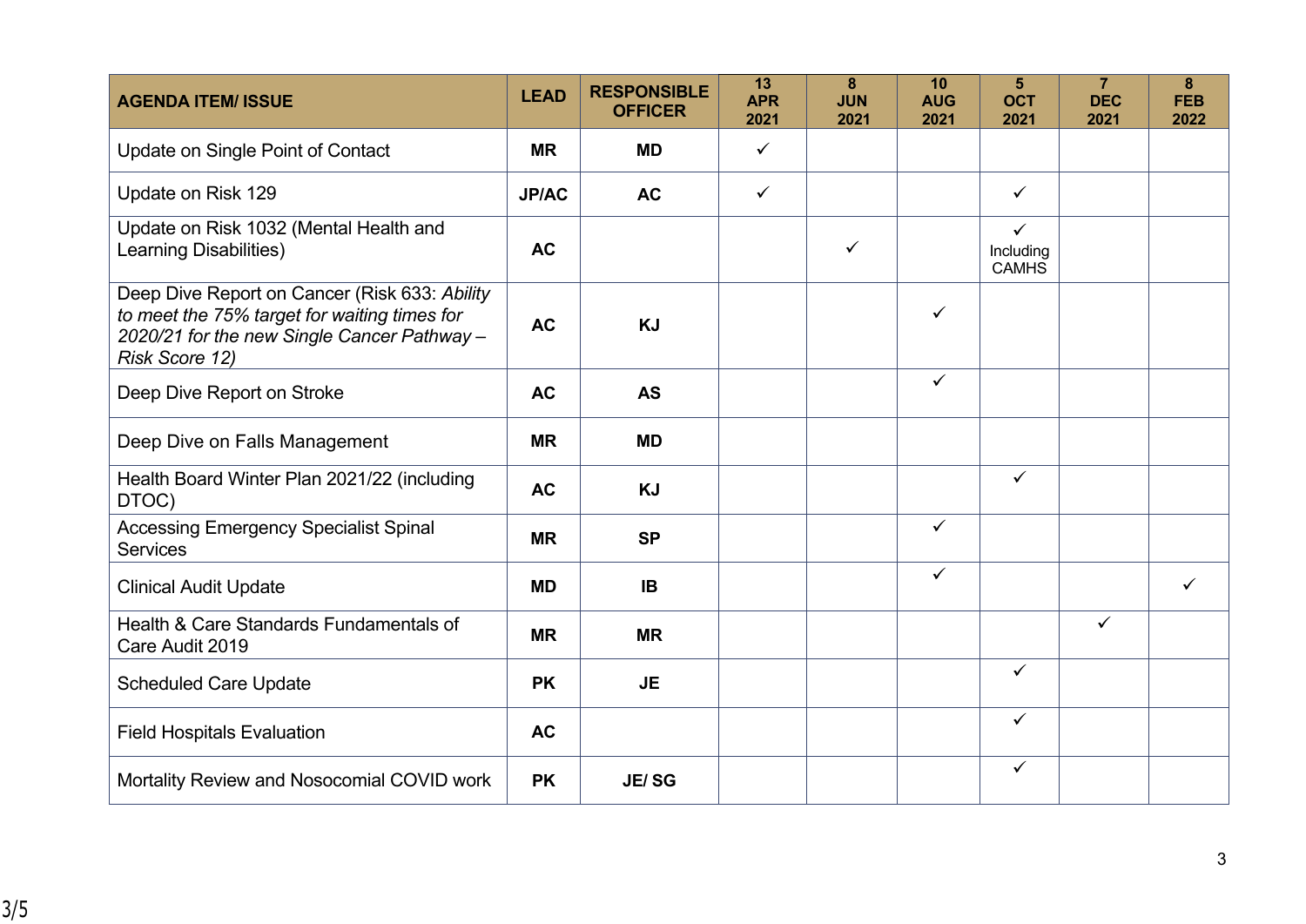| AGENDA ITEM/ ISSUE | LEAD | RESPONSIBLE OFFICER | 13 APR 2021 | 8 JUN 2021 | 10 AUG 2021 | 5 OCT 2021 | 7 DEC 2021 | 8 FEB 2022 |
|---|---|---|---|---|---|---|---|---|
| Update on Single Point of Contact | **MR** | **MD** | ✓ | | | | | |
| Update on Risk 129 | **JP/AC** | **AC** | ✓ | | | ✓ | | |
| Update on Risk 1032 (Mental Health and Learning Disabilities) | **AC** | | | ✓ | | ✓ Including CAMHS | | |
| Deep Dive Report on Cancer (Risk 633: *Ability to meet the 75% target for waiting times for 2020/21 for the new Single Cancer Pathway – Risk Score 12)* | **AC** | **KJ** | | | ✓ | | | |
| Deep Dive Report on Stroke | **AC** | **AS** | | | ✓ | | | |
| Deep Dive on Falls Management | **MR** | **MD** | | | | | | |
| Health Board Winter Plan 2021/22 (including DTOC) | **AC** | **KJ** | | | | ✓ | | |
| Accessing Emergency Specialist Spinal Services | **MR** | **SP** | | | ✓ | | | |
| Clinical Audit Update | **MD** | **IB** | | | ✓ | | | ✓ |
| Health & Care Standards Fundamentals of Care Audit 2019 | **MR** | **MR** | | | | | ✓ | |
| Scheduled Care Update | **PK** | **JE** | | | | ✓ | | |
| Field Hospitals Evaluation | **AC** | | | | | ✓ | | |
| Mortality Review and Nosocomial COVID work | **PK** | **JE/ SG** | | | | ✓ | | |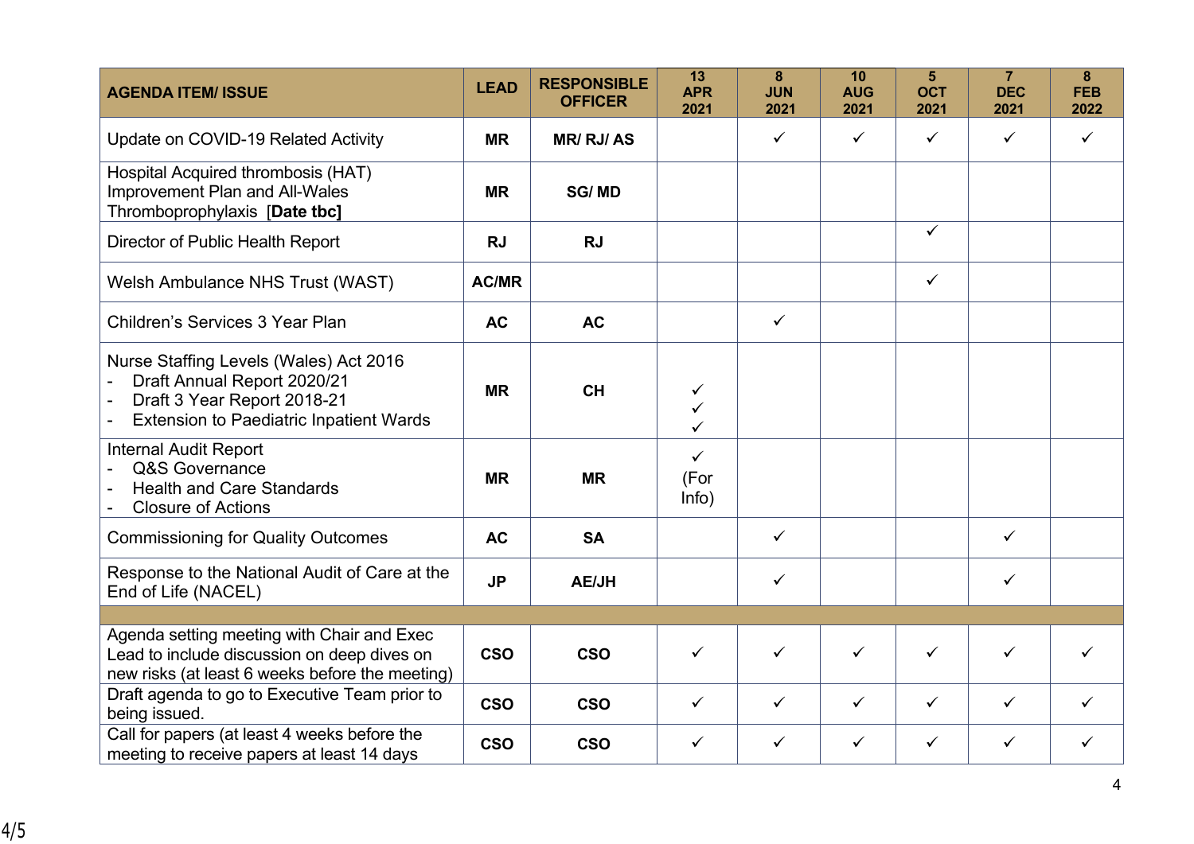| AGENDA ITEM/ ISSUE | LEAD | RESPONSIBLE OFFICER | 13 APR 2021 | 8 JUN 2021 | 10 AUG 2021 | 5 OCT 2021 | 7 DEC 2021 | 8 FEB 2022 |
|---|---|---|---|---|---|---|---|---|
| Update on COVID-19 Related Activity | MR | MR/ RJ/ AS | | ✓ | ✓ | ✓ | ✓ | ✓ |
| Hospital Acquired thrombosis (HAT) Improvement Plan and All-Wales Thromboprophylaxis **[Date tbc]** | MR | SG/ MD | | | | | | |
| Director of Public Health Report | RJ | RJ | | | | ✓ | | |
| Welsh Ambulance NHS Trust (WAST) | AC/MR | | | | | ✓ | | |
| Children's Services 3 Year Plan | AC | AC | | ✓ | | | | |
| Nurse Staffing Levels (Wales) Act 2016<br>- Draft Annual Report 2020/21<br>- Draft 3 Year Report 2018-21<br>- Extension to Paediatric Inpatient Wards | MR | CH | ✓<br>✓<br>✓ | | | | | |
| Internal Audit Report<br>- Q&S Governance<br>- Health and Care Standards<br>- Closure of Actions | MR | MR | ✓<br>(For Info) | | | | | |
| Commissioning for Quality Outcomes | AC | SA | | ✓ | | | ✓ | |
| Response to the National Audit of Care at the End of Life (NACEL) | JP | AE/JH | | ✓ | | | ✓ | |
| | | | | | | | | |
| Agenda setting meeting with Chair and Exec Lead to include discussion on deep dives on new risks (at least 6 weeks before the meeting) | CSO | CSO | ✓ | ✓ | ✓ | ✓ | ✓ | ✓ |
| Draft agenda to go to Executive Team prior to being issued. | CSO | CSO | ✓ | ✓ | ✓ | ✓ | ✓ | ✓ |
| Call for papers (at least 4 weeks before the meeting to receive papers at least 14 days | CSO | CSO | ✓ | ✓ | ✓ | ✓ | ✓ | ✓ |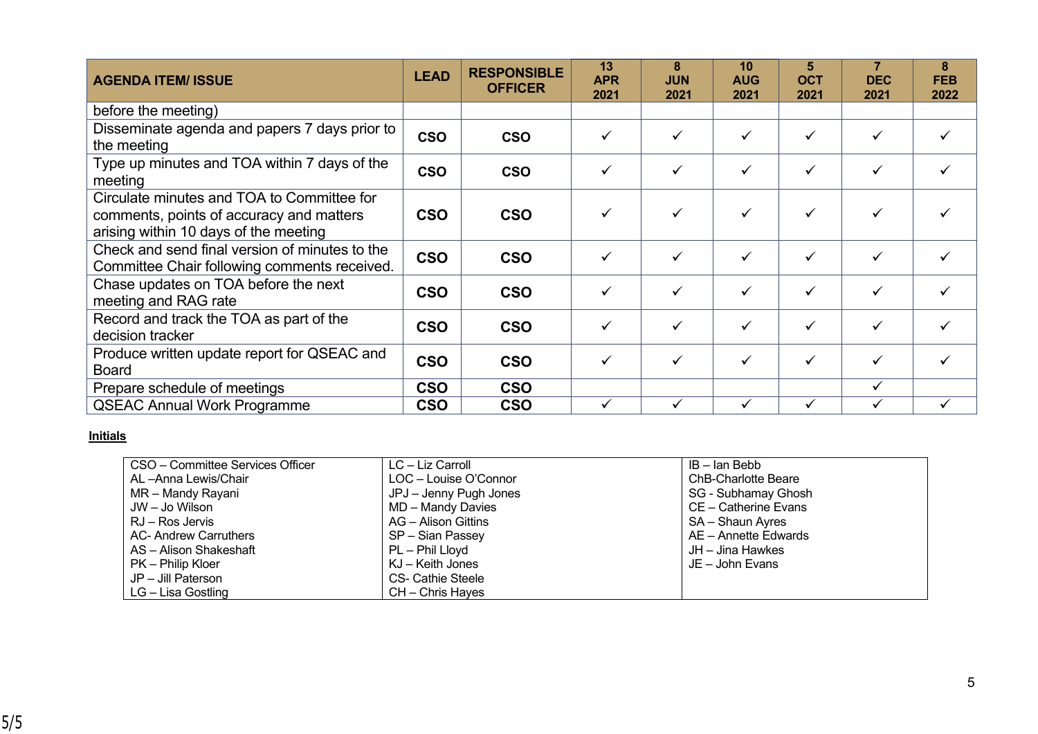| AGENDA ITEM/ ISSUE | LEAD | RESPONSIBLE OFFICER | 13 APR 2021 | 8 JUN 2021 | 10 AUG 2021 | 5 OCT 2021 | 7 DEC 2021 | 8 FEB 2022 |
|---|---|---|---|---|---|---|---|---|
| before the meeting) | | | | | | | | |
| Disseminate agenda and papers 7 days prior to the meeting | CSO | CSO | ✓ | ✓ | ✓ | ✓ | ✓ | ✓ |
| Type up minutes and TOA within 7 days of the meeting | CSO | CSO | ✓ | ✓ | ✓ | ✓ | ✓ | ✓ |
| Circulate minutes and TOA to Committee for comments, points of accuracy and matters arising within 10 days of the meeting | CSO | CSO | ✓ | ✓ | ✓ | ✓ | ✓ | ✓ |
| Check and send final version of minutes to the Committee Chair following comments received. | CSO | CSO | ✓ | ✓ | ✓ | ✓ | ✓ | ✓ |
| Chase updates on TOA before the next meeting and RAG rate | CSO | CSO | ✓ | ✓ | ✓ | ✓ | ✓ | ✓ |
| Record and track the TOA as part of the decision tracker | CSO | CSO | ✓ | ✓ | ✓ | ✓ | ✓ | ✓ |
| Produce written update report for QSEAC and Board | CSO | CSO | ✓ | ✓ | ✓ | ✓ | ✓ | ✓ |
| Prepare schedule of meetings | CSO | CSO | | | | | ✓ | |
| QSEAC Annual Work Programme | CSO | CSO | ✓ | ✓ | ✓ | ✓ | ✓ | ✓ |

**Initials**

| | | |
|---|---|---|
| CSO – Committee Services Officer | LC – Liz Carroll | IB – Ian Bebb |
| AL –Anna Lewis/Chair | LOC – Louise O'Connor | ChB-Charlotte Beare |
| MR – Mandy Rayani | JPJ – Jenny Pugh Jones | SG - Subhamay Ghosh |
| JW – Jo Wilson | MD – Mandy Davies | CE – Catherine Evans |
| RJ – Ros Jervis | AG – Alison Gittins | SA – Shaun Ayres |
| AC- Andrew Carruthers | SP – Sian Passey | AE – Annette Edwards |
| AS – Alison Shakeshaft | PL – Phil Lloyd | JH – Jina Hawkes |
| PK – Philip Kloer | KJ – Keith Jones | JE – John Evans |
| JP – Jill Paterson | CS- Cathie Steele | |
| LG – Lisa Gostling | CH – Chris Hayes | |